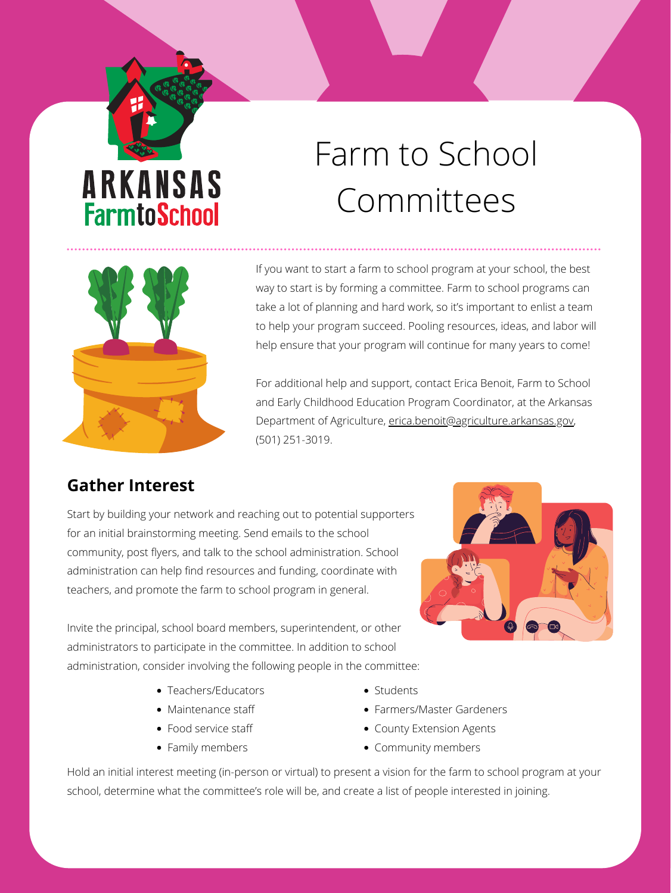# Farm to School Committees

If you want to start a farm to school program at your school, the best way to start is by forming a committee. Farm to school programs can take a lot of planning and hard work, so it's important to enlist a team to help your program succeed. Pooling resources, ideas, and labor will help ensure that your program will continue for many years to come!

For additional help and support, contact Erica Benoit, Farm to School and Early Childhood Education Program Coordinator, at the Arkansas Department of Agriculture, erica.benoit@agriculture.arkansas.gov, (501) 251-3019.

## Gather Interest

Start by building your network and reaching out to potential supporters for an initial brainstorming meeting. Send emails to the school community, post flyers, and talk to the school administration. School administration can help find resources and funding, coordinate with teachers, and promote the farm to school program in general.

Invite the principal, school board members, superintendent, or other administrators to participate in the committee. In addition to school administration, consider involving the following people in the committee:

- Teachers/Educators
- Maintenance staff
- Food service staff
- Family members
- Students
- Farmers/Master Gardeners
- County Extension Agents
- Community members

Hold an initial interest meeting (in-person or virtual) to present a vision for the farm to school program at your school, determine what the committee's role will be, and create a list of people interested in joining.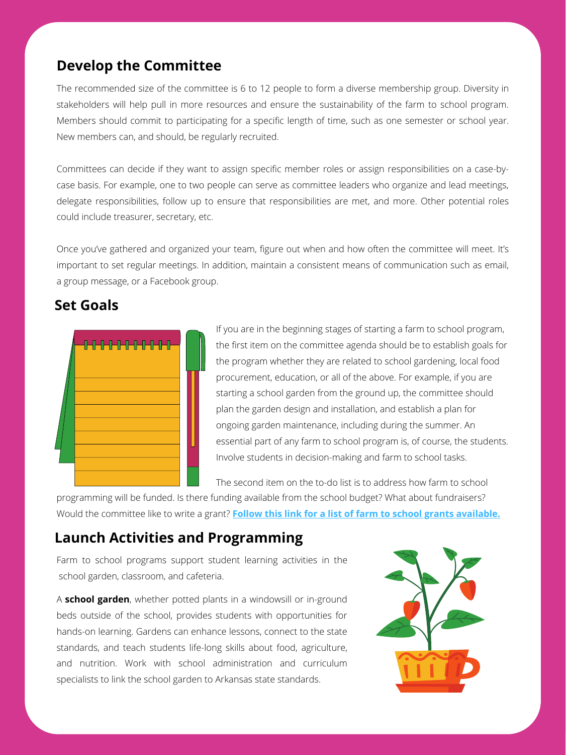## Develop the Committee

The recommended size of the committee is 6 to 12 people to form a diverse membership group. Diversity in stakeholders will help pull in more resources and ensure the sustainability of the farm to school program. Members should commit to participating for a specific length of time, such as one semester or school year. New members can, and should, be regularly recruited.

Committees can decide if they want to assign specific member roles or assign responsibilities on a case-by-case basis. For example, one to two people can serve as committee leaders who organize and lead meetings, delegate responsibilities, follow up to ensure that responsibilities are met, and more. Other potential roles could include treasurer, secretary, etc.

Once you've gathered and organized your team, figure out when and how often the committee will meet. It's important to set regular meetings. In addition, maintain a consistent means of communication such as email, a group message, or a Facebook group.

## Set Goals

If you are in the beginning stages of starting a farm to school program, the first item on the committee agenda should be to establish goals for the program whether they are related to school gardening, local food procurement, education, or all of the above. For example, if you are starting a school garden from the ground up, the committee should plan the garden design and installation, and establish a plan for ongoing garden maintenance, including during the summer. An essential part of any farm to school program is, of course, the students. Involve students in decision-making and farm to school tasks.

The second item on the to-do list is to address how farm to school programming will be funded. Is there funding available from the school budget? What about fundraisers? Would the committee like to write a grant? **Follow this link for a list of farm to school grants available.**

## Launch Activities and Programming

Farm to school programs support student learning activities in the school garden, classroom, and cafeteria.

A **school garden**, whether potted plants in a windowsill or in-ground beds outside of the school, provides students with opportunities for hands-on learning. Gardens can enhance lessons, connect to the state standards, and teach students life-long skills about food, agriculture, and nutrition. Work with school administration and curriculum specialists to link the school garden to Arkansas state standards.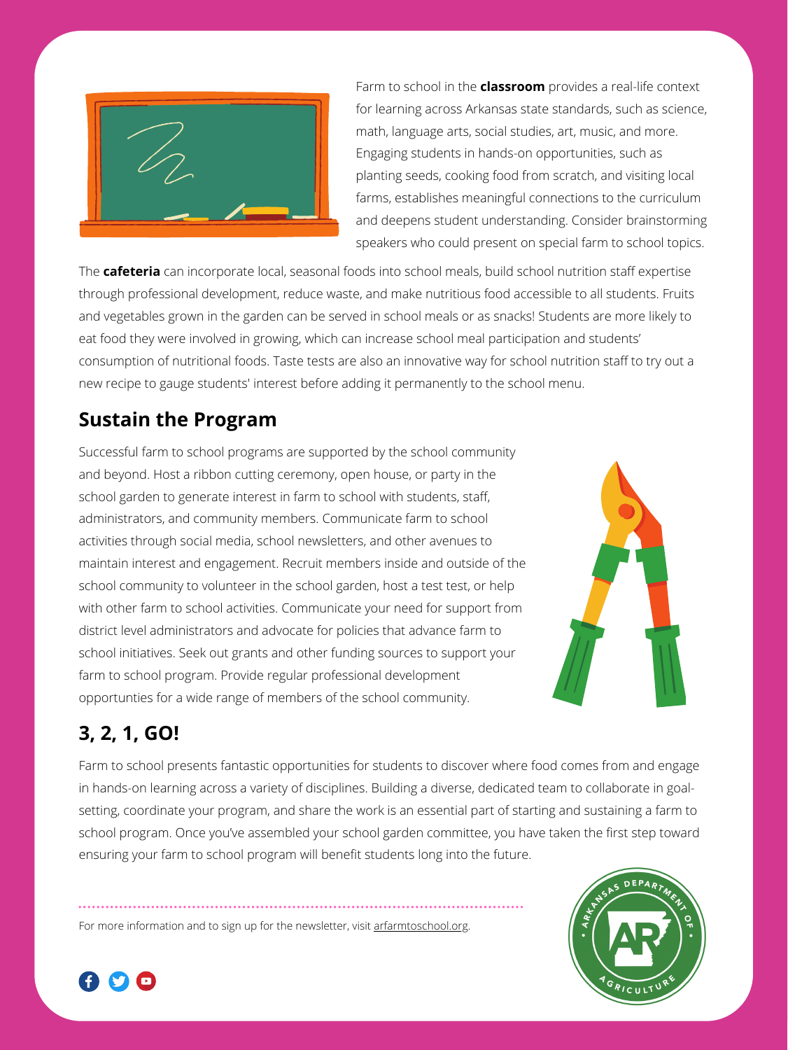Farm to school in the **classroom** provides a real-life context for learning across Arkansas state standards, such as science, math, language arts, social studies, art, music, and more. Engaging students in hands-on opportunities, such as planting seeds, cooking food from scratch, and visiting local farms, establishes meaningful connections to the curriculum and deepens student understanding. Consider brainstorming speakers who could present on special farm to school topics.

The **cafeteria** can incorporate local, seasonal foods into school meals, build school nutrition staff expertise through professional development, reduce waste, and make nutritious food accessible to all students. Fruits and vegetables grown in the garden can be served in school meals or as snacks! Students are more likely to eat food they were involved in growing, which can increase school meal participation and students' consumption of nutritional foods. Taste tests are also an innovative way for school nutrition staff to try out a new recipe to gauge students' interest before adding it permanently to the school menu.

## Sustain the Program

Successful farm to school programs are supported by the school community and beyond. Host a ribbon cutting ceremony, open house, or party in the school garden to generate interest in farm to school with students, staff, administrators, and community members. Communicate farm to school activities through social media, school newsletters, and other avenues to maintain interest and engagement. Recruit members inside and outside of the school community to volunteer in the school garden, host a test test, or help with other farm to school activities. Communicate your need for support from district level administrators and advocate for policies that advance farm to school initiatives. Seek out grants and other funding sources to support your farm to school program. Provide regular professional development opportunties for a wide range of members of the school community.

## 3, 2, 1, GO!

Farm to school presents fantastic opportunities for students to discover where food comes from and engage in hands-on learning across a variety of disciplines. Building a diverse, dedicated team to collaborate in goal-setting, coordinate your program, and share the work is an essential part of starting and sustaining a farm to school program. Once you've assembled your school garden committee, you have taken the first step toward ensuring your farm to school program will benefit students long into the future.

For more information and to sign up for the newsletter, visit arfarmtoschool.org.

ARKANSAS DEPARTMENT OF AGRICULTURE